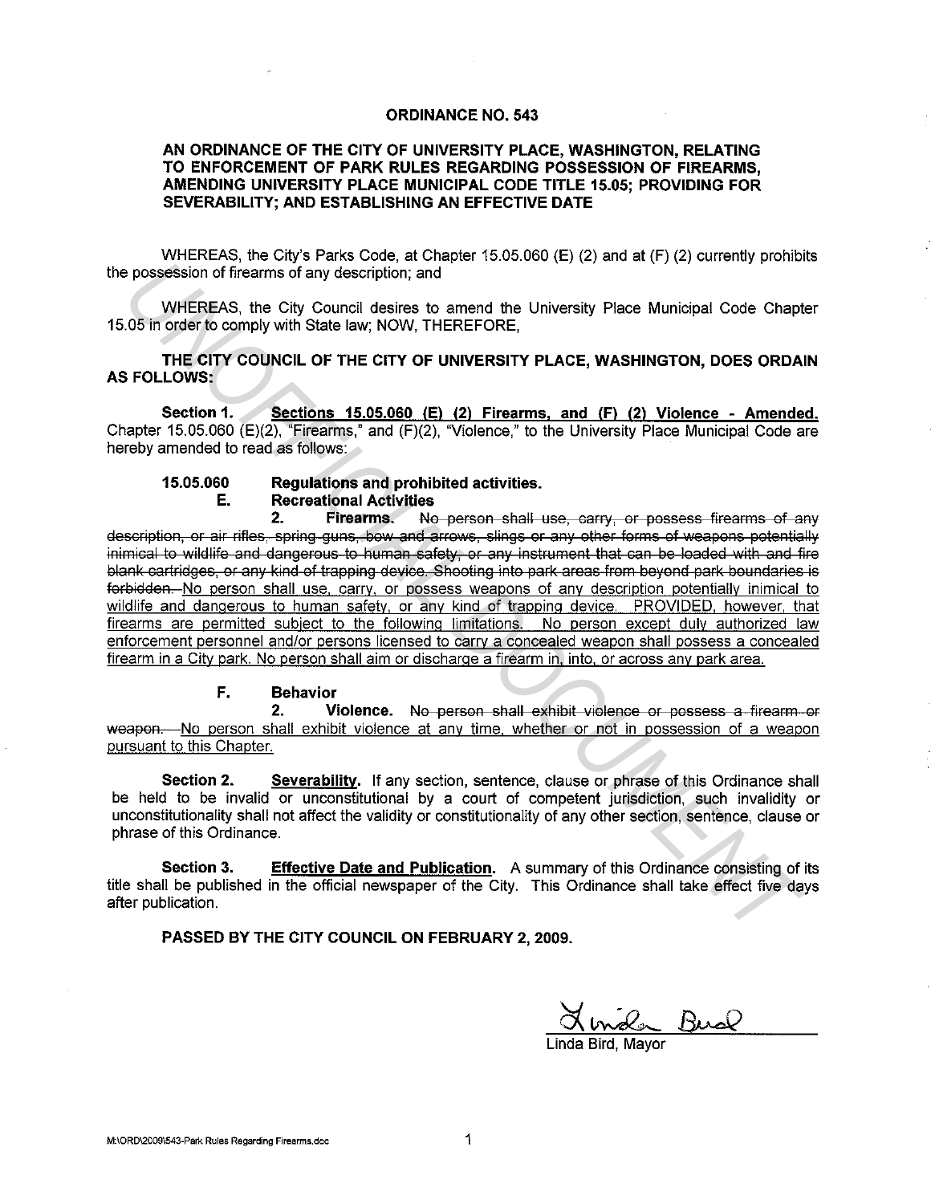# ORDINANCE NO. 543

## AN ORDINANCE OF THE CITY OF UNIVERSITY PLACE, WASHINGTON, RELATING TO ENFORCEMENT OF PARK RULES REGARDING POSSESSION OF FIREARMS, AMENDING UNIVERSITY PLACE MUNICIPAL CODE TITLE 15.05; PROVIDING FOR SEVERABILITY; AND ESTABLISHING AN EFFECTIVE DATE

WHEREAS, the City's Parks Code, at Chapter 15.05.060 (E) (2) and at (F) (2) currently prohibits the possession of firearms of any description; and

WHEREAS, the City Council desires to amend the University Place Municipal Code Chapter 15.05 in order to comply with State law; NOW, THEREFORE,

**THE CITY COUNCIL OF THE CITY OF UNIVERSITY PLACE, WASHINGTON, DOES ORDAIN AS FOLLOWS:**

**Section 1.** **Sections 15.05.060 (E) (2) Firearms, and (F) (2) Violence - Amended.** Chapter 15.05.060 (E)(2), "Firearms," and (F)(2), "Violence," to the University Place Municipal Code are hereby amended to read as follows:

**15.05.060 Regulations and prohibited activities.**

**E. Recreational Activities**

**2. Firearms.** ~~No person shall use, carry, or possess firearms of any description, or air rifles, spring-guns, bow and arrows, slings or any other forms of weapons potentially inimical to wildlife and dangerous to human safety, or any instrument that can be loaded with and fire blank cartridges, or any kind of trapping device. Shooting into park areas from beyond park boundaries is forbidden.~~ No person shall use, carry, or possess weapons of any description potentially inimical to wildlife and dangerous to human safety, or any kind of trapping device. PROVIDED, however, that firearms are permitted subject to the following limitations. No person except duly authorized law enforcement personnel and/or persons licensed to carry a concealed weapon shall possess a concealed firearm in a City park. No person shall aim or discharge a firearm in, into, or across any park area.

**F. Behavior**

**2. Violence.** ~~No person shall exhibit violence or possess a firearm or weapon.~~ No person shall exhibit violence at any time, whether or not in possession of a weapon pursuant to this Chapter.

**Section 2.** **Severability.** If any section, sentence, clause or phrase of this Ordinance shall be held to be invalid or unconstitutional by a court of competent jurisdiction, such invalidity or unconstitutionality shall not affect the validity or constitutionality of any other section, sentence, clause or phrase of this Ordinance.

**Section 3.** **Effective Date and Publication.** A summary of this Ordinance consisting of its title shall be published in the official newspaper of the City. This Ordinance shall take effect five days after publication.

**PASSED BY THE CITY COUNCIL ON FEBRUARY 2, 2009.**

Linda Bird, Mayor

M:\ORD\2009\543-Park Rules Regarding Firearms.doc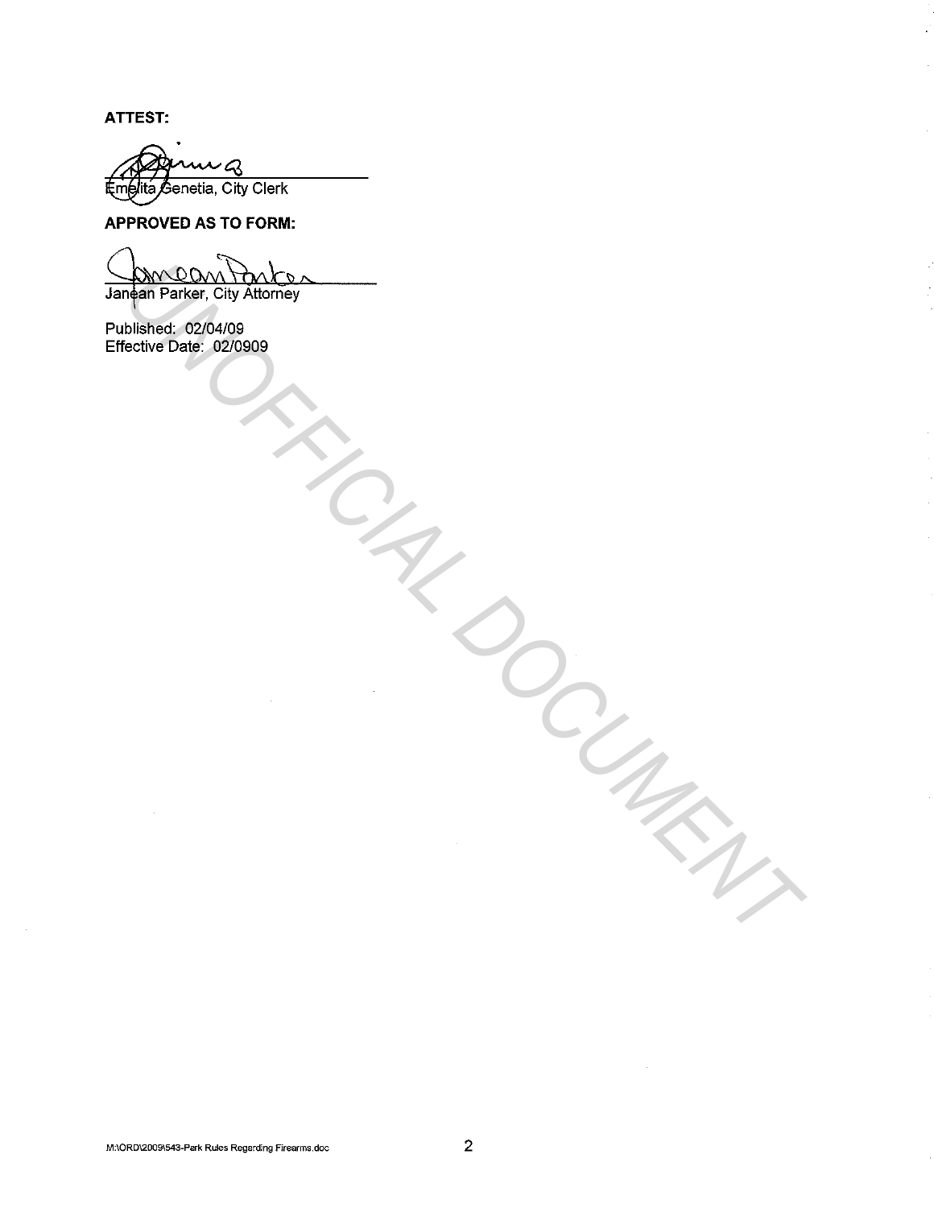**ATTEST:**

Emelita Genetia, City Clerk

**APPROVED AS TO FORM:**

Janean Parker, City Attorney

Published: 02/04/09
Effective Date: 02/0909

UNOFFICIAL DOCUMENT

M:\ORD\2009\543-Park Rules Regarding Firearms.doc